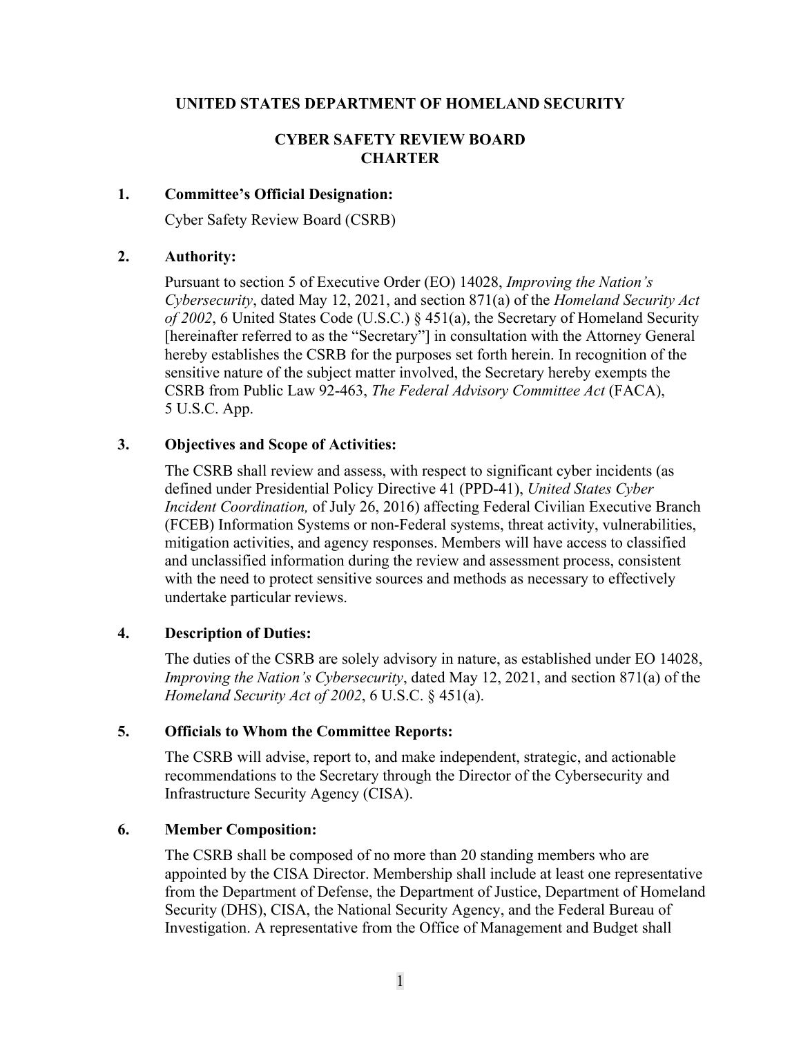# UNITED STATES DEPARTMENT OF HOMELAND SECURITY

## CYBER SAFETY REVIEW BOARD CHARTER

### 1. Committee's Official Designation:

Cyber Safety Review Board (CSRB)

### 2. Authority:

Pursuant to section 5 of Executive Order (EO) 14028, *Improving the Nation's Cybersecurity*, dated May 12, 2021, and section 871(a) of the *Homeland Security Act of 2002*, 6 United States Code (U.S.C.) § 451(a), the Secretary of Homeland Security [hereinafter referred to as the "Secretary"] in consultation with the Attorney General hereby establishes the CSRB for the purposes set forth herein. In recognition of the sensitive nature of the subject matter involved, the Secretary hereby exempts the CSRB from Public Law 92-463, *The Federal Advisory Committee Act* (FACA), 5 U.S.C. App.

### 3. Objectives and Scope of Activities:

The CSRB shall review and assess, with respect to significant cyber incidents (as defined under Presidential Policy Directive 41 (PPD-41), *United States Cyber Incident Coordination,* of July 26, 2016) affecting Federal Civilian Executive Branch (FCEB) Information Systems or non-Federal systems, threat activity, vulnerabilities, mitigation activities, and agency responses. Members will have access to classified and unclassified information during the review and assessment process, consistent with the need to protect sensitive sources and methods as necessary to effectively undertake particular reviews.

### 4. Description of Duties:

The duties of the CSRB are solely advisory in nature, as established under EO 14028, *Improving the Nation's Cybersecurity*, dated May 12, 2021, and section 871(a) of the *Homeland Security Act of 2002*, 6 U.S.C. § 451(a).

### 5. Officials to Whom the Committee Reports:

The CSRB will advise, report to, and make independent, strategic, and actionable recommendations to the Secretary through the Director of the Cybersecurity and Infrastructure Security Agency (CISA).

### 6. Member Composition:

The CSRB shall be composed of no more than 20 standing members who are appointed by the CISA Director. Membership shall include at least one representative from the Department of Defense, the Department of Justice, Department of Homeland Security (DHS), CISA, the National Security Agency, and the Federal Bureau of Investigation. A representative from the Office of Management and Budget shall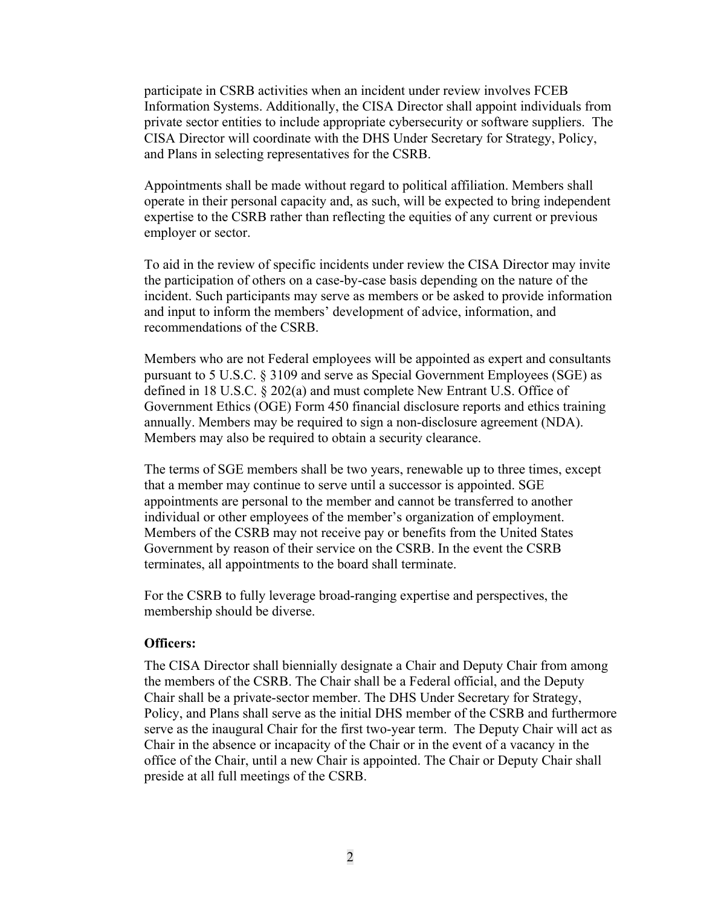participate in CSRB activities when an incident under review involves FCEB Information Systems. Additionally, the CISA Director shall appoint individuals from private sector entities to include appropriate cybersecurity or software suppliers. The CISA Director will coordinate with the DHS Under Secretary for Strategy, Policy, and Plans in selecting representatives for the CSRB.

Appointments shall be made without regard to political affiliation. Members shall operate in their personal capacity and, as such, will be expected to bring independent expertise to the CSRB rather than reflecting the equities of any current or previous employer or sector.

To aid in the review of specific incidents under review the CISA Director may invite the participation of others on a case-by-case basis depending on the nature of the incident. Such participants may serve as members or be asked to provide information and input to inform the members' development of advice, information, and recommendations of the CSRB.

Members who are not Federal employees will be appointed as expert and consultants pursuant to 5 U.S.C. § 3109 and serve as Special Government Employees (SGE) as defined in 18 U.S.C. § 202(a) and must complete New Entrant U.S. Office of Government Ethics (OGE) Form 450 financial disclosure reports and ethics training annually. Members may be required to sign a non-disclosure agreement (NDA). Members may also be required to obtain a security clearance.

The terms of SGE members shall be two years, renewable up to three times, except that a member may continue to serve until a successor is appointed. SGE appointments are personal to the member and cannot be transferred to another individual or other employees of the member's organization of employment. Members of the CSRB may not receive pay or benefits from the United States Government by reason of their service on the CSRB. In the event the CSRB terminates, all appointments to the board shall terminate.

For the CSRB to fully leverage broad-ranging expertise and perspectives, the membership should be diverse.

**Officers:**

The CISA Director shall biennially designate a Chair and Deputy Chair from among the members of the CSRB. The Chair shall be a Federal official, and the Deputy Chair shall be a private-sector member. The DHS Under Secretary for Strategy, Policy, and Plans shall serve as the initial DHS member of the CSRB and furthermore serve as the inaugural Chair for the first two-year term. The Deputy Chair will act as Chair in the absence or incapacity of the Chair or in the event of a vacancy in the office of the Chair, until a new Chair is appointed. The Chair or Deputy Chair shall preside at all full meetings of the CSRB.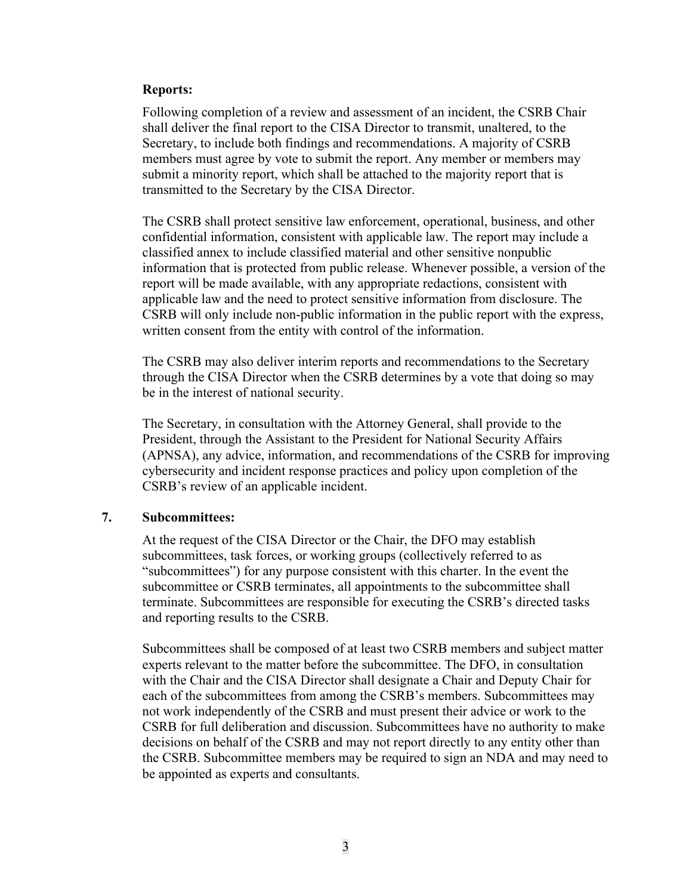**Reports:**

Following completion of a review and assessment of an incident, the CSRB Chair shall deliver the final report to the CISA Director to transmit, unaltered, to the Secretary, to include both findings and recommendations. A majority of CSRB members must agree by vote to submit the report. Any member or members may submit a minority report, which shall be attached to the majority report that is transmitted to the Secretary by the CISA Director.

The CSRB shall protect sensitive law enforcement, operational, business, and other confidential information, consistent with applicable law. The report may include a classified annex to include classified material and other sensitive nonpublic information that is protected from public release. Whenever possible, a version of the report will be made available, with any appropriate redactions, consistent with applicable law and the need to protect sensitive information from disclosure. The CSRB will only include non-public information in the public report with the express, written consent from the entity with control of the information.

The CSRB may also deliver interim reports and recommendations to the Secretary through the CISA Director when the CSRB determines by a vote that doing so may be in the interest of national security.

The Secretary, in consultation with the Attorney General, shall provide to the President, through the Assistant to the President for National Security Affairs (APNSA), any advice, information, and recommendations of the CSRB for improving cybersecurity and incident response practices and policy upon completion of the CSRB's review of an applicable incident.

## 7. Subcommittees:

At the request of the CISA Director or the Chair, the DFO may establish subcommittees, task forces, or working groups (collectively referred to as "subcommittees") for any purpose consistent with this charter. In the event the subcommittee or CSRB terminates, all appointments to the subcommittee shall terminate. Subcommittees are responsible for executing the CSRB's directed tasks and reporting results to the CSRB.

Subcommittees shall be composed of at least two CSRB members and subject matter experts relevant to the matter before the subcommittee. The DFO, in consultation with the Chair and the CISA Director shall designate a Chair and Deputy Chair for each of the subcommittees from among the CSRB's members. Subcommittees may not work independently of the CSRB and must present their advice or work to the CSRB for full deliberation and discussion. Subcommittees have no authority to make decisions on behalf of the CSRB and may not report directly to any entity other than the CSRB. Subcommittee members may be required to sign an NDA and may need to be appointed as experts and consultants.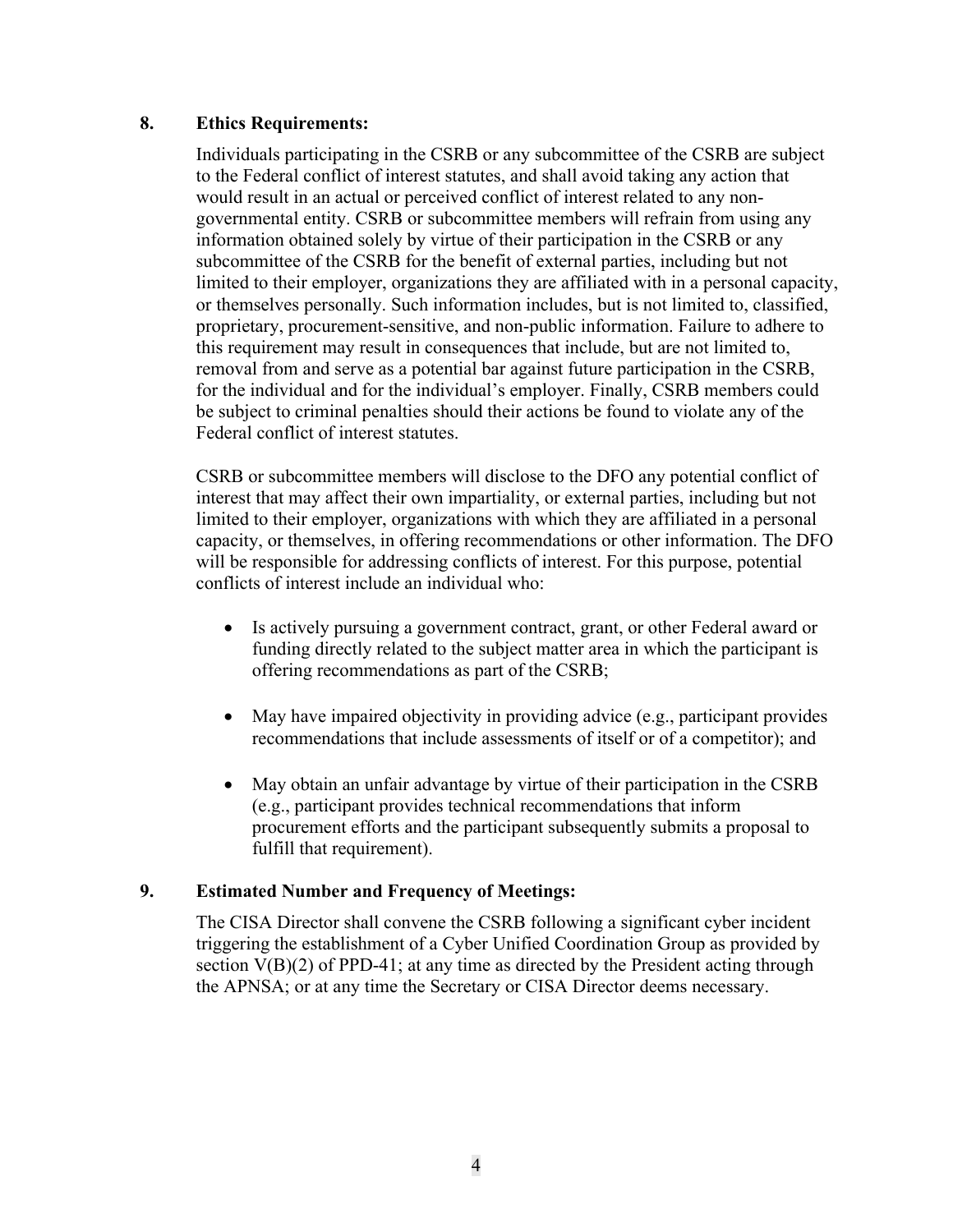## 8. Ethics Requirements:

Individuals participating in the CSRB or any subcommittee of the CSRB are subject to the Federal conflict of interest statutes, and shall avoid taking any action that would result in an actual or perceived conflict of interest related to any non-governmental entity. CSRB or subcommittee members will refrain from using any information obtained solely by virtue of their participation in the CSRB or any subcommittee of the CSRB for the benefit of external parties, including but not limited to their employer, organizations they are affiliated with in a personal capacity, or themselves personally. Such information includes, but is not limited to, classified, proprietary, procurement-sensitive, and non-public information. Failure to adhere to this requirement may result in consequences that include, but are not limited to, removal from and serve as a potential bar against future participation in the CSRB, for the individual and for the individual's employer. Finally, CSRB members could be subject to criminal penalties should their actions be found to violate any of the Federal conflict of interest statutes.

CSRB or subcommittee members will disclose to the DFO any potential conflict of interest that may affect their own impartiality, or external parties, including but not limited to their employer, organizations with which they are affiliated in a personal capacity, or themselves, in offering recommendations or other information. The DFO will be responsible for addressing conflicts of interest. For this purpose, potential conflicts of interest include an individual who:

- Is actively pursuing a government contract, grant, or other Federal award or funding directly related to the subject matter area in which the participant is offering recommendations as part of the CSRB;
- May have impaired objectivity in providing advice (e.g., participant provides recommendations that include assessments of itself or of a competitor); and
- May obtain an unfair advantage by virtue of their participation in the CSRB (e.g., participant provides technical recommendations that inform procurement efforts and the participant subsequently submits a proposal to fulfill that requirement).

## 9. Estimated Number and Frequency of Meetings:

The CISA Director shall convene the CSRB following a significant cyber incident triggering the establishment of a Cyber Unified Coordination Group as provided by section V(B)(2) of PPD-41; at any time as directed by the President acting through the APNSA; or at any time the Secretary or CISA Director deems necessary.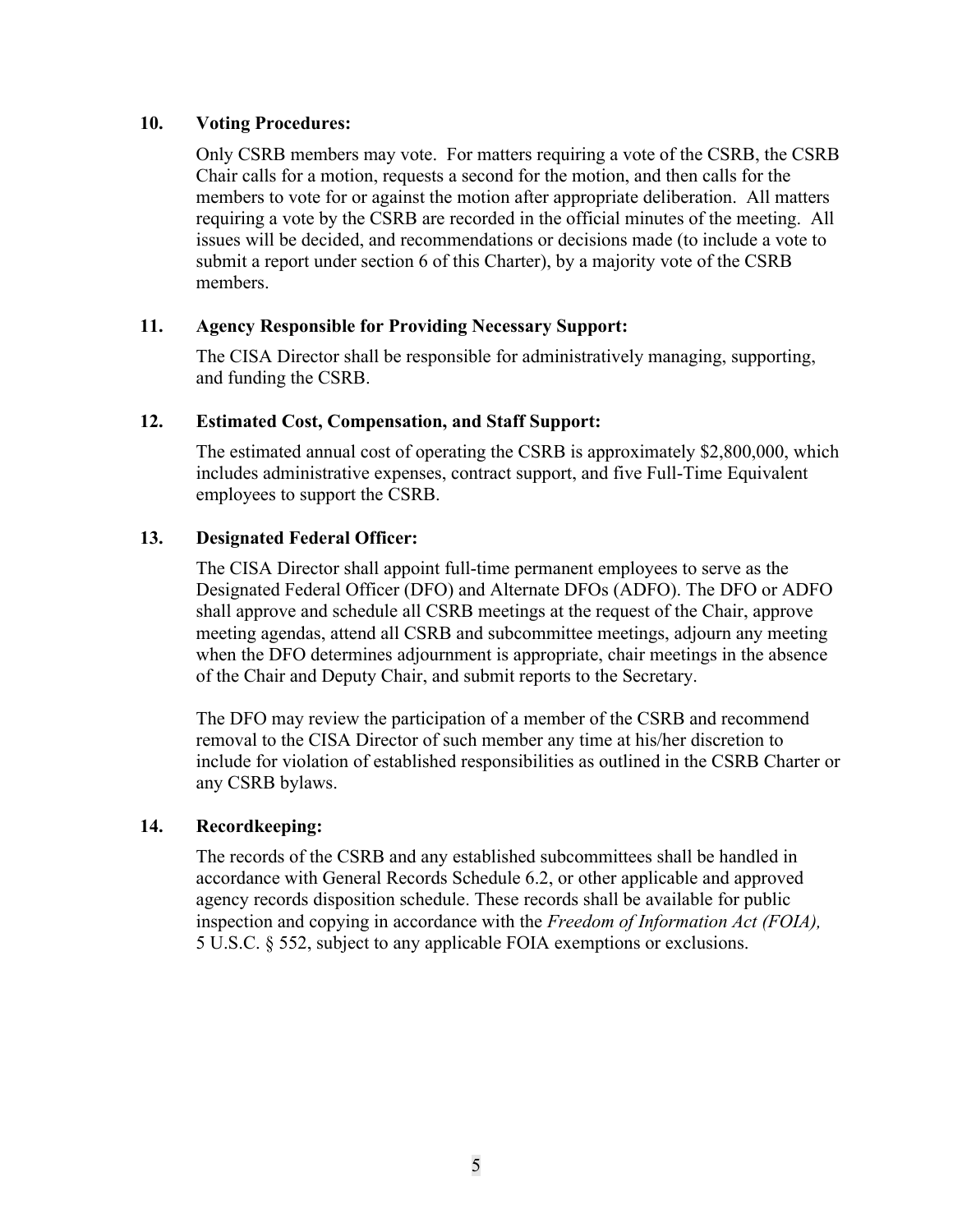**10. Voting Procedures:**

Only CSRB members may vote. For matters requiring a vote of the CSRB, the CSRB Chair calls for a motion, requests a second for the motion, and then calls for the members to vote for or against the motion after appropriate deliberation. All matters requiring a vote by the CSRB are recorded in the official minutes of the meeting. All issues will be decided, and recommendations or decisions made (to include a vote to submit a report under section 6 of this Charter), by a majority vote of the CSRB members.

**11. Agency Responsible for Providing Necessary Support:**

The CISA Director shall be responsible for administratively managing, supporting, and funding the CSRB.

**12. Estimated Cost, Compensation, and Staff Support:**

The estimated annual cost of operating the CSRB is approximately $2,800,000, which includes administrative expenses, contract support, and five Full-Time Equivalent employees to support the CSRB.

**13. Designated Federal Officer:**

The CISA Director shall appoint full-time permanent employees to serve as the Designated Federal Officer (DFO) and Alternate DFOs (ADFO). The DFO or ADFO shall approve and schedule all CSRB meetings at the request of the Chair, approve meeting agendas, attend all CSRB and subcommittee meetings, adjourn any meeting when the DFO determines adjournment is appropriate, chair meetings in the absence of the Chair and Deputy Chair, and submit reports to the Secretary.

The DFO may review the participation of a member of the CSRB and recommend removal to the CISA Director of such member any time at his/her discretion to include for violation of established responsibilities as outlined in the CSRB Charter or any CSRB bylaws.

**14. Recordkeeping:**

The records of the CSRB and any established subcommittees shall be handled in accordance with General Records Schedule 6.2, or other applicable and approved agency records disposition schedule. These records shall be available for public inspection and copying in accordance with the *Freedom of Information Act (FOIA),* 5 U.S.C. § 552, subject to any applicable FOIA exemptions or exclusions.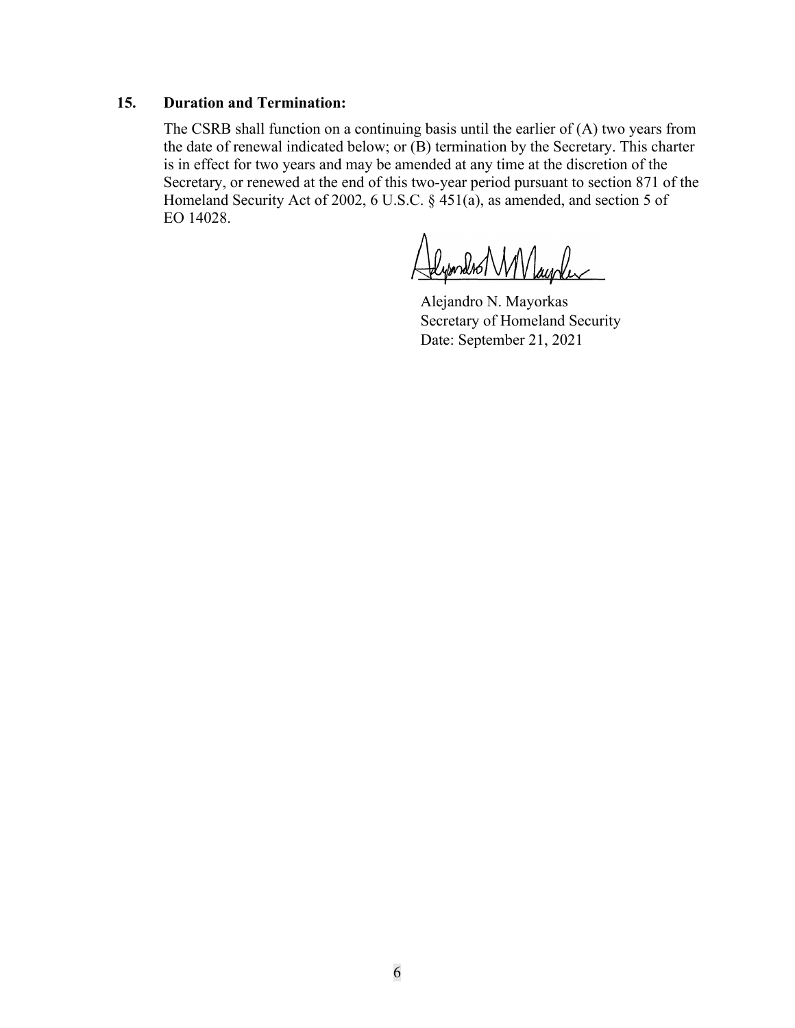## 15. Duration and Termination:

The CSRB shall function on a continuing basis until the earlier of (A) two years from the date of renewal indicated below; or (B) termination by the Secretary. This charter is in effect for two years and may be amended at any time at the discretion of the Secretary, or renewed at the end of this two-year period pursuant to section 871 of the Homeland Security Act of 2002, 6 U.S.C. § 451(a), as amended, and section 5 of EO 14028.

Alejandro N. Mayorkas
Secretary of Homeland Security
Date: September 21, 2021